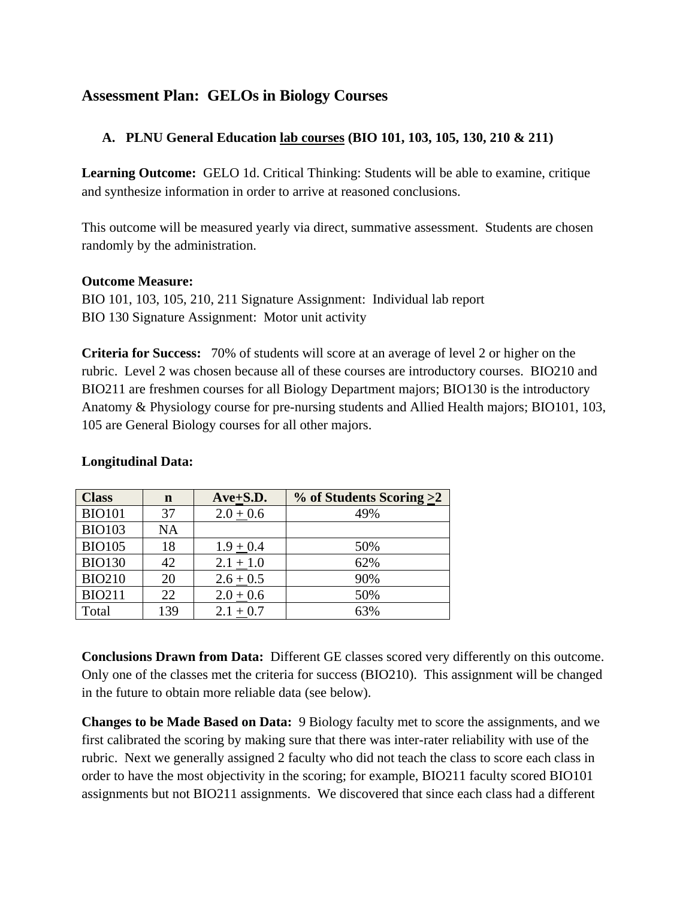# Assessment Plan: GELOs in Biology Courses

## A. PLNU General Education lab courses (BIO 101, 103, 105, 130, 210 & 211)

**Learning Outcome:** GELO 1d. Critical Thinking: Students will be able to examine, critique and synthesize information in order to arrive at reasoned conclusions.

This outcome will be measured yearly via direct, summative assessment. Students are chosen randomly by the administration.

**Outcome Measure:**
BIO 101, 103, 105, 210, 211 Signature Assignment: Individual lab report
BIO 130 Signature Assignment: Motor unit activity

**Criteria for Success:** 70% of students will score at an average of level 2 or higher on the rubric. Level 2 was chosen because all of these courses are introductory courses. BIO210 and BIO211 are freshmen courses for all Biology Department majors; BIO130 is the introductory Anatomy & Physiology course for pre-nursing students and Allied Health majors; BIO101, 103, 105 are General Biology courses for all other majors.

**Longitudinal Data:**

| Class | n | Ave±S.D. | % of Students Scoring ≥2 |
|---|---|---|---|
| BIO101 | 37 | 2.0 ± 0.6 | 49% |
| BIO103 | NA | | |
| BIO105 | 18 | 1.9 ± 0.4 | 50% |
| BIO130 | 42 | 2.1 ± 1.0 | 62% |
| BIO210 | 20 | 2.6 ± 0.5 | 90% |
| BIO211 | 22 | 2.0 ± 0.6 | 50% |
| Total | 139 | 2.1 ± 0.7 | 63% |

**Conclusions Drawn from Data:** Different GE classes scored very differently on this outcome. Only one of the classes met the criteria for success (BIO210). This assignment will be changed in the future to obtain more reliable data (see below).

**Changes to be Made Based on Data:** 9 Biology faculty met to score the assignments, and we first calibrated the scoring by making sure that there was inter-rater reliability with use of the rubric. Next we generally assigned 2 faculty who did not teach the class to score each class in order to have the most objectivity in the scoring; for example, BIO211 faculty scored BIO101 assignments but not BIO211 assignments. We discovered that since each class had a different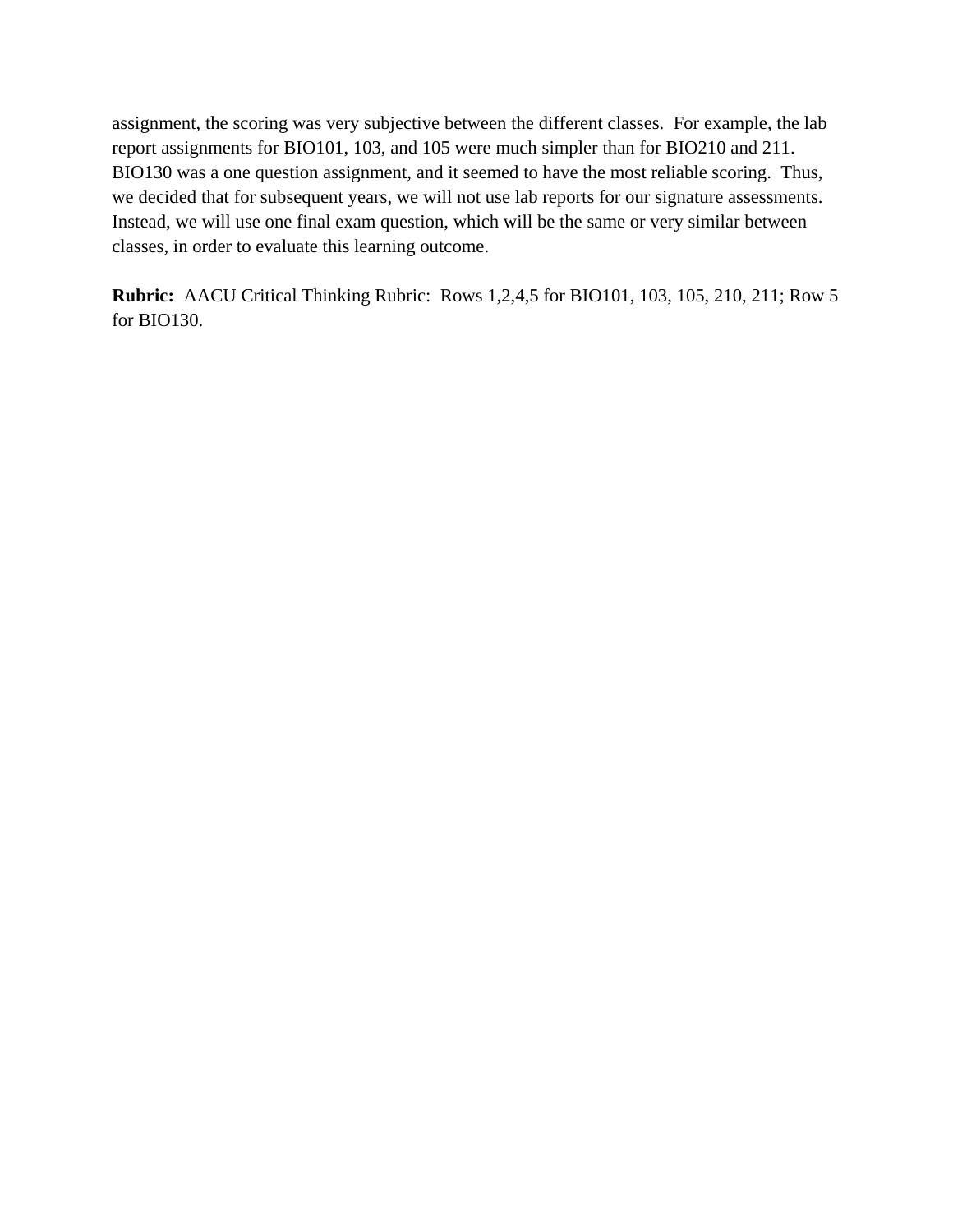assignment, the scoring was very subjective between the different classes. For example, the lab report assignments for BIO101, 103, and 105 were much simpler than for BIO210 and 211. BIO130 was a one question assignment, and it seemed to have the most reliable scoring. Thus, we decided that for subsequent years, we will not use lab reports for our signature assessments. Instead, we will use one final exam question, which will be the same or very similar between classes, in order to evaluate this learning outcome.

**Rubric:** AACU Critical Thinking Rubric: Rows 1,2,4,5 for BIO101, 103, 105, 210, 211; Row 5 for BIO130.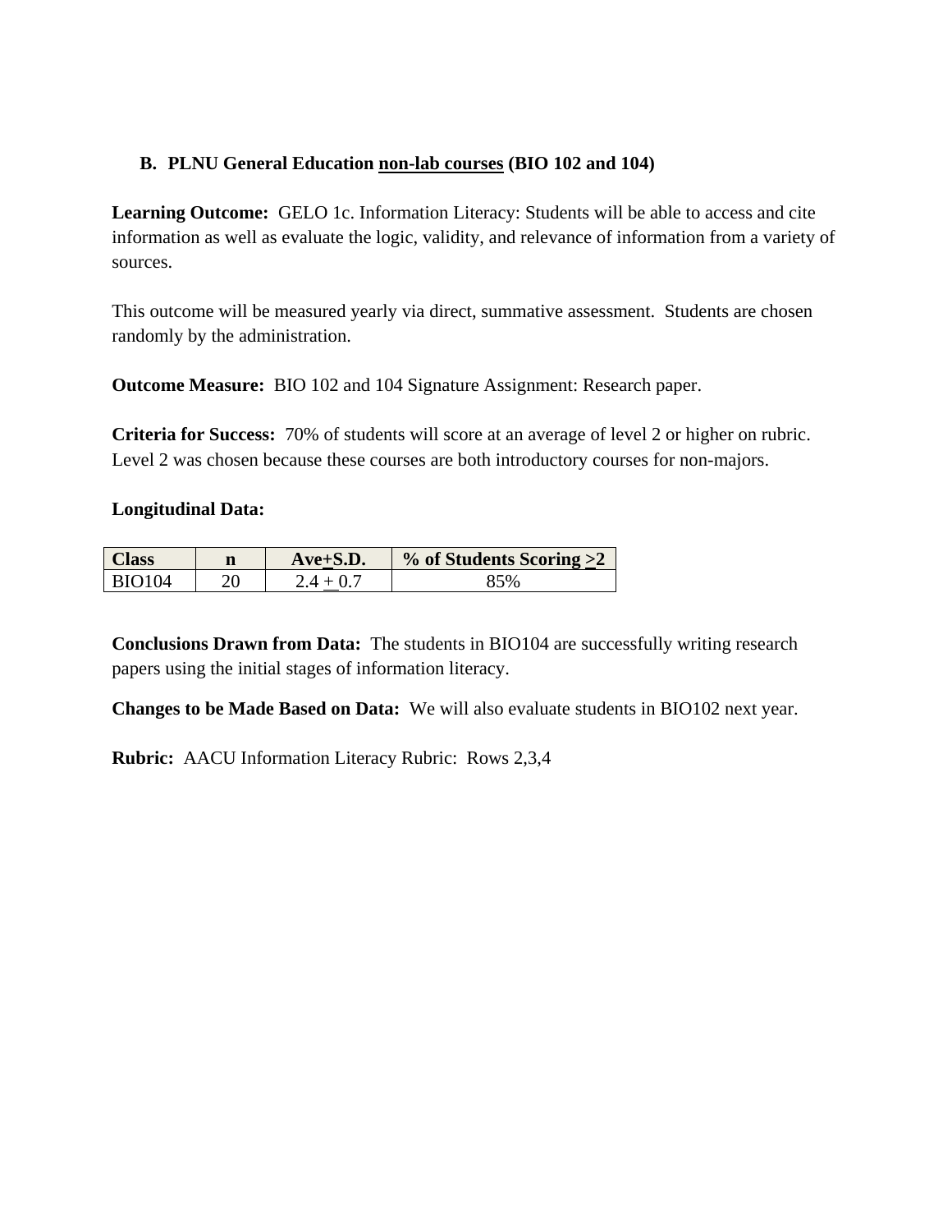### B. PLNU General Education non-lab courses (BIO 102 and 104)

**Learning Outcome:** GELO 1c. Information Literacy: Students will be able to access and cite information as well as evaluate the logic, validity, and relevance of information from a variety of sources.

This outcome will be measured yearly via direct, summative assessment. Students are chosen randomly by the administration.

**Outcome Measure:** BIO 102 and 104 Signature Assignment: Research paper.

**Criteria for Success:** 70% of students will score at an average of level 2 or higher on rubric. Level 2 was chosen because these courses are both introductory courses for non-majors.

**Longitudinal Data:**

| Class | n | Ave±S.D. | % of Students Scoring ≥2 |
|---|---|---|---|
| BIO104 | 20 | 2.4 ± 0.7 | 85% |

**Conclusions Drawn from Data:** The students in BIO104 are successfully writing research papers using the initial stages of information literacy.

**Changes to be Made Based on Data:** We will also evaluate students in BIO102 next year.

**Rubric:** AACU Information Literacy Rubric: Rows 2,3,4